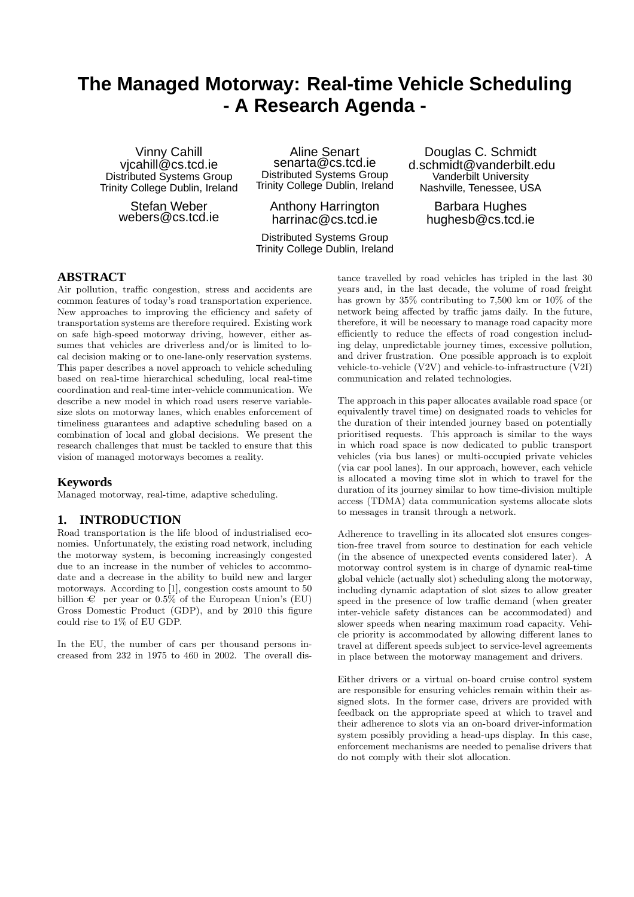# The Managed Motorway: Real-time Vehicle Scheduling - A Research Agenda -

Vinny Cahill
vjcahill@cs.tcd.ie
Distributed Systems Group
Trinity College Dublin, Ireland

Aline Senart
senarta@cs.tcd.ie
Distributed Systems Group
Trinity College Dublin, Ireland

Douglas C. Schmidt
d.schmidt@vanderbilt.edu
Vanderbilt University
Nashville, Tenessee, USA

Stefan Weber
webers@cs.tcd.ie

Anthony Harrington
harrinac@cs.tcd.ie

Barbara Hughes
hughesb@cs.tcd.ie

Distributed Systems Group
Trinity College Dublin, Ireland

## ABSTRACT

Air pollution, traffic congestion, stress and accidents are common features of today's road transportation experience. New approaches to improving the efficiency and safety of transportation systems are therefore required. Existing work on safe high-speed motorway driving, however, either assumes that vehicles are driverless and/or is limited to local decision making or to one-lane-only reservation systems. This paper describes a novel approach to vehicle scheduling based on real-time hierarchical scheduling, local real-time coordination and real-time inter-vehicle communication. We describe a new model in which road users reserve variable-size slots on motorway lanes, which enables enforcement of timeliness guarantees and adaptive scheduling based on a combination of local and global decisions. We present the research challenges that must be tackled to ensure that this vision of managed motorways becomes a reality.

## Keywords

Managed motorway, real-time, adaptive scheduling.

## 1. INTRODUCTION

Road transportation is the life blood of industrialised economies. Unfortunately, the existing road network, including the motorway system, is becoming increasingly congested due to an increase in the number of vehicles to accommodate and a decrease in the ability to build new and larger motorways. According to [1], congestion costs amount to 50 billion € per year or 0.5% of the European Union's (EU) Gross Domestic Product (GDP), and by 2010 this figure could rise to 1% of EU GDP.

In the EU, the number of cars per thousand persons increased from 232 in 1975 to 460 in 2002. The overall distance travelled by road vehicles has tripled in the last 30 years and, in the last decade, the volume of road freight has grown by 35% contributing to 7,500 km or 10% of the network being affected by traffic jams daily. In the future, therefore, it will be necessary to manage road capacity more efficiently to reduce the effects of road congestion including delay, unpredictable journey times, excessive pollution, and driver frustration. One possible approach is to exploit vehicle-to-vehicle (V2V) and vehicle-to-infrastructure (V2I) communication and related technologies.

The approach in this paper allocates available road space (or equivalently travel time) on designated roads to vehicles for the duration of their intended journey based on potentially prioritised requests. This approach is similar to the ways in which road space is now dedicated to public transport vehicles (via bus lanes) or multi-occupied private vehicles (via car pool lanes). In our approach, however, each vehicle is allocated a moving time slot in which to travel for the duration of its journey similar to how time-division multiple access (TDMA) data communication systems allocate slots to messages in transit through a network.

Adherence to travelling in its allocated slot ensures congestion-free travel from source to destination for each vehicle (in the absence of unexpected events considered later). A motorway control system is in charge of dynamic real-time global vehicle (actually slot) scheduling along the motorway, including dynamic adaptation of slot sizes to allow greater speed in the presence of low traffic demand (when greater inter-vehicle safety distances can be accommodated) and slower speeds when nearing maximum road capacity. Vehicle priority is accommodated by allowing different lanes to travel at different speeds subject to service-level agreements in place between the motorway management and drivers.

Either drivers or a virtual on-board cruise control system are responsible for ensuring vehicles remain within their assigned slots. In the former case, drivers are provided with feedback on the appropriate speed at which to travel and their adherence to slots via an on-board driver-information system possibly providing a head-ups display. In this case, enforcement mechanisms are needed to penalise drivers that do not comply with their slot allocation.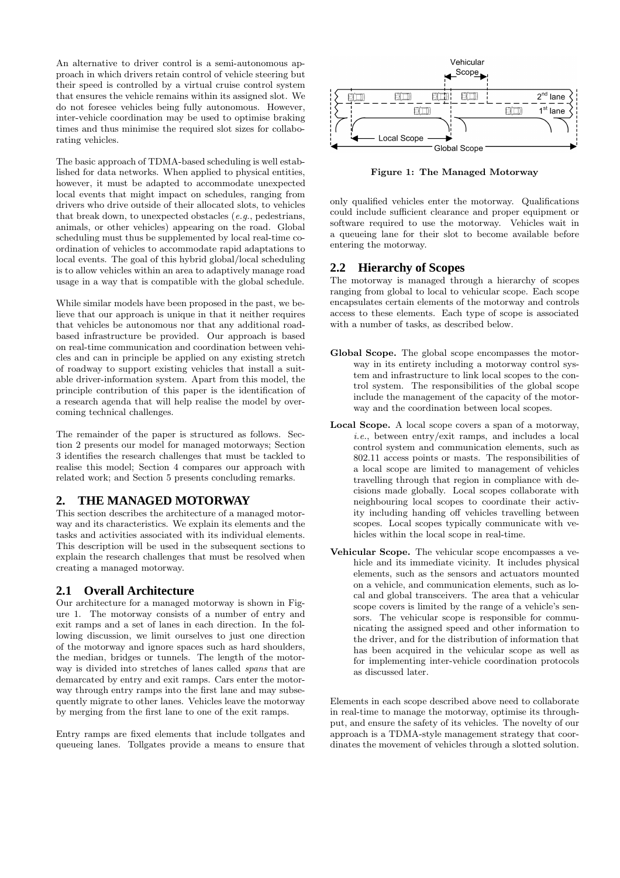An alternative to driver control is a semi-autonomous approach in which drivers retain control of vehicle steering but their speed is controlled by a virtual cruise control system that ensures the vehicle remains within its assigned slot. We do not foresee vehicles being fully autonomous. However, inter-vehicle coordination may be used to optimise braking times and thus minimise the required slot sizes for collaborating vehicles.

The basic approach of TDMA-based scheduling is well established for data networks. When applied to physical entities, however, it must be adapted to accommodate unexpected local events that might impact on schedules, ranging from drivers who drive outside of their allocated slots, to vehicles that break down, to unexpected obstacles (*e.g.*, pedestrians, animals, or other vehicles) appearing on the road. Global scheduling must thus be supplemented by local real-time coordination of vehicles to accommodate rapid adaptations to local events. The goal of this hybrid global/local scheduling is to allow vehicles within an area to adaptively manage road usage in a way that is compatible with the global schedule.

While similar models have been proposed in the past, we believe that our approach is unique in that it neither requires that vehicles be autonomous nor that any additional road-based infrastructure be provided. Our approach is based on real-time communication and coordination between vehicles and can in principle be applied on any existing stretch of roadway to support existing vehicles that install a suitable driver-information system. Apart from this model, the principle contribution of this paper is the identification of a research agenda that will help realise the model by overcoming technical challenges.

The remainder of the paper is structured as follows. Section 2 presents our model for managed motorways; Section 3 identifies the research challenges that must be tackled to realise this model; Section 4 compares our approach with related work; and Section 5 presents concluding remarks.

## 2. THE MANAGED MOTORWAY

This section describes the architecture of a managed motorway and its characteristics. We explain its elements and the tasks and activities associated with its individual elements. This description will be used in the subsequent sections to explain the research challenges that must be resolved when creating a managed motorway.

### 2.1 Overall Architecture

Our architecture for a managed motorway is shown in Figure 1. The motorway consists of a number of entry and exit ramps and a set of lanes in each direction. In the following discussion, we limit ourselves to just one direction of the motorway and ignore spaces such as hard shoulders, the median, bridges or tunnels. The length of the motorway is divided into stretches of lanes called *spans* that are demarcated by entry and exit ramps. Cars enter the motorway through entry ramps into the first lane and may subsequently migrate to other lanes. Vehicles leave the motorway by merging from the first lane to one of the exit ramps.

Entry ramps are fixed elements that include tollgates and queueing lanes. Tollgates provide a means to ensure that only qualified vehicles enter the motorway. Qualifications could include sufficient clearance and proper equipment or software required to use the motorway. Vehicles wait in a queueing lane for their slot to become available before entering the motorway.

**Figure 1: The Managed Motorway**

### 2.2 Hierarchy of Scopes

The motorway is managed through a hierarchy of scopes ranging from global to local to vehicular scope. Each scope encapsulates certain elements of the motorway and controls access to these elements. Each type of scope is associated with a number of tasks, as described below.

- **Global Scope.** The global scope encompasses the motorway in its entirety including a motorway control system and infrastructure to link local scopes to the control system. The responsibilities of the global scope include the management of the capacity of the motorway and the coordination between local scopes.
- **Local Scope.** A local scope covers a span of a motorway, *i.e.*, between entry/exit ramps, and includes a local control system and communication elements, such as 802.11 access points or masts. The responsibilities of a local scope are limited to management of vehicles travelling through that region in compliance with decisions made globally. Local scopes collaborate with neighbouring local scopes to coordinate their activity including handing off vehicles travelling between scopes. Local scopes typically communicate with vehicles within the local scope in real-time.
- **Vehicular Scope.** The vehicular scope encompasses a vehicle and its immediate vicinity. It includes physical elements, such as the sensors and actuators mounted on a vehicle, and communication elements, such as local and global transceivers. The area that a vehicular scope covers is limited by the range of a vehicle's sensors. The vehicular scope is responsible for communicating the assigned speed and other information to the driver, and for the distribution of information that has been acquired in the vehicular scope as well as for implementing inter-vehicle coordination protocols as discussed later.

Elements in each scope described above need to collaborate in real-time to manage the motorway, optimise its throughput, and ensure the safety of its vehicles. The novelty of our approach is a TDMA-style management strategy that coordinates the movement of vehicles through a slotted solution.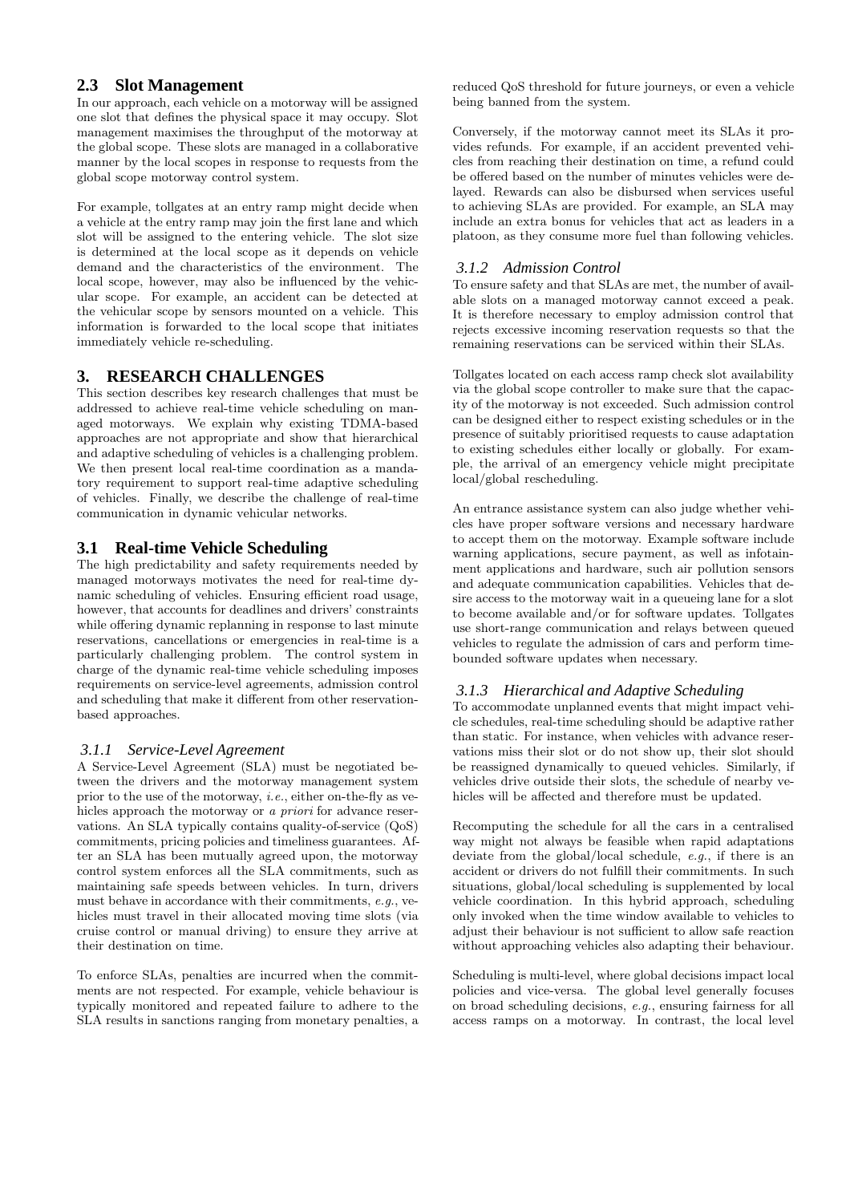## 2.3 Slot Management

In our approach, each vehicle on a motorway will be assigned one slot that defines the physical space it may occupy. Slot management maximises the throughput of the motorway at the global scope. These slots are managed in a collaborative manner by the local scopes in response to requests from the global scope motorway control system.

For example, tollgates at an entry ramp might decide when a vehicle at the entry ramp may join the first lane and which slot will be assigned to the entering vehicle. The slot size is determined at the local scope as it depends on vehicle demand and the characteristics of the environment. The local scope, however, may also be influenced by the vehicular scope. For example, an accident can be detected at the vehicular scope by sensors mounted on a vehicle. This information is forwarded to the local scope that initiates immediately vehicle re-scheduling.

# 3. RESEARCH CHALLENGES

This section describes key research challenges that must be addressed to achieve real-time vehicle scheduling on managed motorways. We explain why existing TDMA-based approaches are not appropriate and show that hierarchical and adaptive scheduling of vehicles is a challenging problem. We then present local real-time coordination as a mandatory requirement to support real-time adaptive scheduling of vehicles. Finally, we describe the challenge of real-time communication in dynamic vehicular networks.

## 3.1 Real-time Vehicle Scheduling

The high predictability and safety requirements needed by managed motorways motivates the need for real-time dynamic scheduling of vehicles. Ensuring efficient road usage, however, that accounts for deadlines and drivers' constraints while offering dynamic replanning in response to last minute reservations, cancellations or emergencies in real-time is a particularly challenging problem. The control system in charge of the dynamic real-time vehicle scheduling imposes requirements on service-level agreements, admission control and scheduling that make it different from other reservation-based approaches.

### 3.1.1 Service-Level Agreement

A Service-Level Agreement (SLA) must be negotiated between the drivers and the motorway management system prior to the use of the motorway, *i.e.*, either on-the-fly as vehicles approach the motorway or *a priori* for advance reservations. An SLA typically contains quality-of-service (QoS) commitments, pricing policies and timeliness guarantees. After an SLA has been mutually agreed upon, the motorway control system enforces all the SLA commitments, such as maintaining safe speeds between vehicles. In turn, drivers must behave in accordance with their commitments, *e.g.*, vehicles must travel in their allocated moving time slots (via cruise control or manual driving) to ensure they arrive at their destination on time.

To enforce SLAs, penalties are incurred when the commitments are not respected. For example, vehicle behaviour is typically monitored and repeated failure to adhere to the SLA results in sanctions ranging from monetary penalties, a reduced QoS threshold for future journeys, or even a vehicle being banned from the system.

Conversely, if the motorway cannot meet its SLAs it provides refunds. For example, if an accident prevented vehicles from reaching their destination on time, a refund could be offered based on the number of minutes vehicles were delayed. Rewards can also be disbursed when services useful to achieving SLAs are provided. For example, an SLA may include an extra bonus for vehicles that act as leaders in a platoon, as they consume more fuel than following vehicles.

### 3.1.2 Admission Control

To ensure safety and that SLAs are met, the number of available slots on a managed motorway cannot exceed a peak. It is therefore necessary to employ admission control that rejects excessive incoming reservation requests so that the remaining reservations can be serviced within their SLAs.

Tollgates located on each access ramp check slot availability via the global scope controller to make sure that the capacity of the motorway is not exceeded. Such admission control can be designed either to respect existing schedules or in the presence of suitably prioritised requests to cause adaptation to existing schedules either locally or globally. For example, the arrival of an emergency vehicle might precipitate local/global rescheduling.

An entrance assistance system can also judge whether vehicles have proper software versions and necessary hardware to accept them on the motorway. Example software include warning applications, secure payment, as well as infotainment applications and hardware, such air pollution sensors and adequate communication capabilities. Vehicles that desire access to the motorway wait in a queueing lane for a slot to become available and/or for software updates. Tollgates use short-range communication and relays between queued vehicles to regulate the admission of cars and perform time-bounded software updates when necessary.

### 3.1.3 Hierarchical and Adaptive Scheduling

To accommodate unplanned events that might impact vehicle schedules, real-time scheduling should be adaptive rather than static. For instance, when vehicles with advance reservations miss their slot or do not show up, their slot should be reassigned dynamically to queued vehicles. Similarly, if vehicles drive outside their slots, the schedule of nearby vehicles will be affected and therefore must be updated.

Recomputing the schedule for all the cars in a centralised way might not always be feasible when rapid adaptations deviate from the global/local schedule, *e.g.*, if there is an accident or drivers do not fulfill their commitments. In such situations, global/local scheduling is supplemented by local vehicle coordination. In this hybrid approach, scheduling only invoked when the time window available to vehicles to adjust their behaviour is not sufficient to allow safe reaction without approaching vehicles also adapting their behaviour.

Scheduling is multi-level, where global decisions impact local policies and vice-versa. The global level generally focuses on broad scheduling decisions, *e.g.*, ensuring fairness for all access ramps on a motorway. In contrast, the local level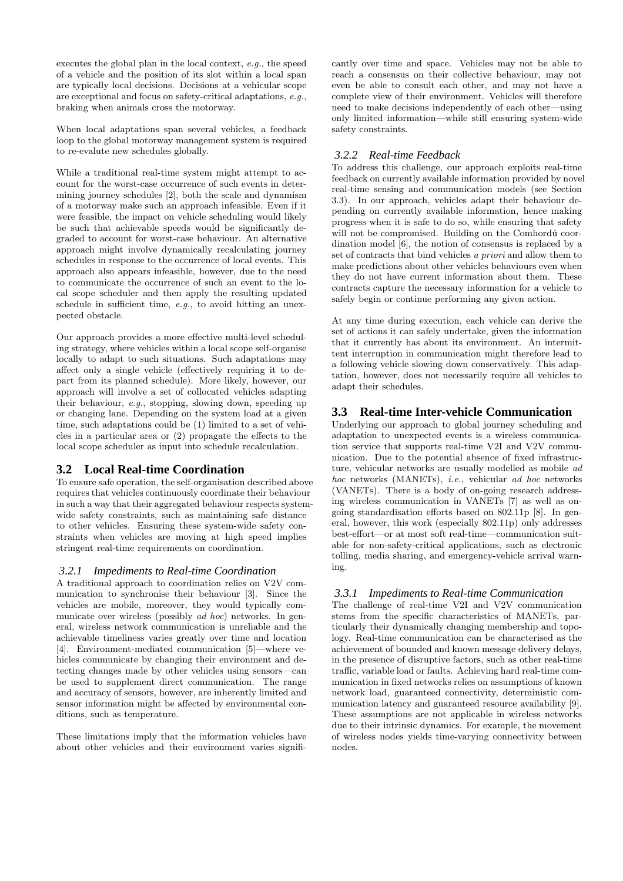executes the global plan in the local context, *e.g.*, the speed of a vehicle and the position of its slot within a local span are typically local decisions. Decisions at a vehicular scope are exceptional and focus on safety-critical adaptations, *e.g.*, braking when animals cross the motorway.

When local adaptations span several vehicles, a feedback loop to the global motorway management system is required to re-evalute new schedules globally.

While a traditional real-time system might attempt to account for the worst-case occurrence of such events in determining journey schedules [2], both the scale and dynamism of a motorway make such an approach infeasible. Even if it were feasible, the impact on vehicle scheduling would likely be such that achievable speeds would be significantly degraded to account for worst-case behaviour. An alternative approach might involve dynamically recalculating journey schedules in response to the occurrence of local events. This approach also appears infeasible, however, due to the need to communicate the occurrence of such an event to the local scope scheduler and then apply the resulting updated schedule in sufficient time, *e.g.*, to avoid hitting an unexpected obstacle.

Our approach provides a more effective multi-level scheduling strategy, where vehicles within a local scope self-organise locally to adapt to such situations. Such adaptations may affect only a single vehicle (effectively requiring it to depart from its planned schedule). More likely, however, our approach will involve a set of collocated vehicles adapting their behaviour, *e.g.*, stopping, slowing down, speeding up or changing lane. Depending on the system load at a given time, such adaptations could be (1) limited to a set of vehicles in a particular area or (2) propagate the effects to the local scope scheduler as input into schedule recalculation.

## 3.2 Local Real-time Coordination

To ensure safe operation, the self-organisation described above requires that vehicles continuously coordinate their behaviour in such a way that their aggregated behaviour respects system-wide safety constraints, such as maintaining safe distance to other vehicles. Ensuring these system-wide safety constraints when vehicles are moving at high speed implies stringent real-time requirements on coordination.

### 3.2.1 Impediments to Real-time Coordination

A traditional approach to coordination relies on V2V communication to synchronise their behaviour [3]. Since the vehicles are mobile, moreover, they would typically communicate over wireless (possibly *ad hoc*) networks. In general, wireless network communication is unreliable and the achievable timeliness varies greatly over time and location [4]. Environment-mediated communication [5]—where vehicles communicate by changing their environment and detecting changes made by other vehicles using sensors—can be used to supplement direct communication. The range and accuracy of sensors, however, are inherently limited and sensor information might be affected by environmental conditions, such as temperature.

These limitations imply that the information vehicles have about other vehicles and their environment varies significantly over time and space. Vehicles may not be able to reach a consensus on their collective behaviour, may not even be able to consult each other, and may not have a complete view of their environment. Vehicles will therefore need to make decisions independently of each other—using only limited information—while still ensuring system-wide safety constraints.

### 3.2.2 Real-time Feedback

To address this challenge, our approach exploits real-time feedback on currently available information provided by novel real-time sensing and communication models (see Section 3.3). In our approach, vehicles adapt their behaviour depending on currently available information, hence making progress when it is safe to do so, while ensuring that safety will not be compromised. Building on the Comhordú coordination model [6], the notion of consensus is replaced by a set of contracts that bind vehicles *a priori* and allow them to make predictions about other vehicles behaviours even when they do not have current information about them. These contracts capture the necessary information for a vehicle to safely begin or continue performing any given action.

At any time during execution, each vehicle can derive the set of actions it can safely undertake, given the information that it currently has about its environment. An intermittent interruption in communication might therefore lead to a following vehicle slowing down conservatively. This adaptation, however, does not necessarily require all vehicles to adapt their schedules.

## 3.3 Real-time Inter-vehicle Communication

Underlying our approach to global journey scheduling and adaptation to unexpected events is a wireless communication service that supports real-time V2I and V2V communication. Due to the potential absence of fixed infrastructure, vehicular networks are usually modelled as mobile *ad hoc* networks (MANETs), *i.e.*, vehicular *ad hoc* networks (VANETs). There is a body of on-going research addressing wireless communication in VANETs [7] as well as on-going standardisation efforts based on 802.11p [8]. In general, however, this work (especially 802.11p) only addresses best-effort—or at most soft real-time—communication suitable for non-safety-critical applications, such as electronic tolling, media sharing, and emergency-vehicle arrival warning.

### 3.3.1 Impediments to Real-time Communication

The challenge of real-time V2I and V2V communication stems from the specific characteristics of MANETs, particularly their dynamically changing membership and topology. Real-time communication can be characterised as the achievement of bounded and known message delivery delays, in the presence of disruptive factors, such as other real-time traffic, variable load or faults. Achieving hard real-time communication in fixed networks relies on assumptions of known network load, guaranteed connectivity, deterministic communication latency and guaranteed resource availability [9]. These assumptions are not applicable in wireless networks due to their intrinsic dynamics. For example, the movement of wireless nodes yields time-varying connectivity between nodes.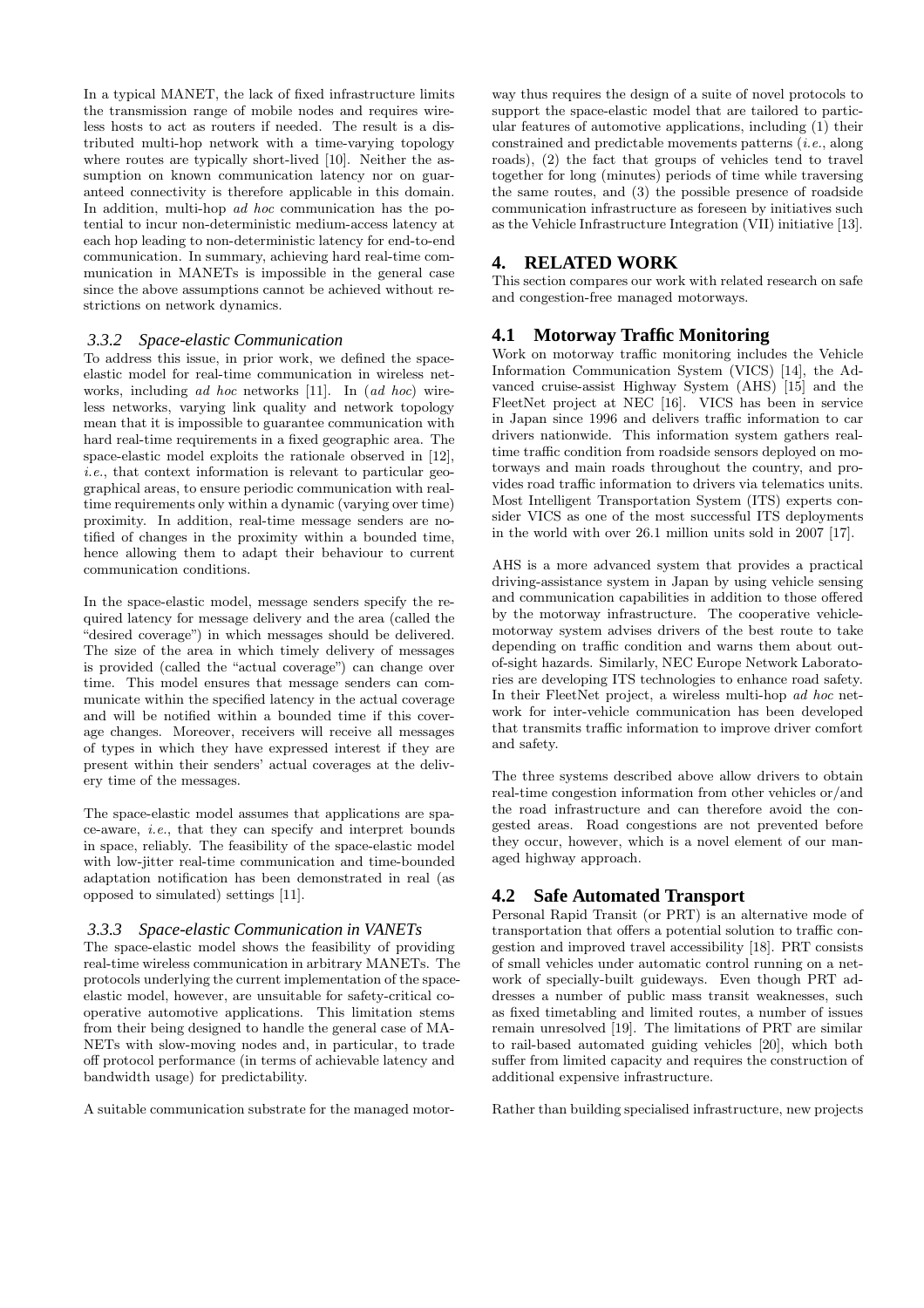In a typical MANET, the lack of fixed infrastructure limits the transmission range of mobile nodes and requires wireless hosts to act as routers if needed. The result is a distributed multi-hop network with a time-varying topology where routes are typically short-lived [10]. Neither the assumption on known communication latency nor on guaranteed connectivity is therefore applicable in this domain. In addition, multi-hop *ad hoc* communication has the potential to incur non-deterministic medium-access latency at each hop leading to non-deterministic latency for end-to-end communication. In summary, achieving hard real-time communication in MANETs is impossible in the general case since the above assumptions cannot be achieved without restrictions on network dynamics.

#### 3.3.2 Space-elastic Communication

To address this issue, in prior work, we defined the space-elastic model for real-time communication in wireless networks, including *ad hoc* networks [11]. In (*ad hoc*) wireless networks, varying link quality and network topology mean that it is impossible to guarantee communication with hard real-time requirements in a fixed geographic area. The space-elastic model exploits the rationale observed in [12], *i.e.*, that context information is relevant to particular geographical areas, to ensure periodic communication with real-time requirements only within a dynamic (varying over time) proximity. In addition, real-time message senders are notified of changes in the proximity within a bounded time, hence allowing them to adapt their behaviour to current communication conditions.

In the space-elastic model, message senders specify the required latency for message delivery and the area (called the "desired coverage") in which messages should be delivered. The size of the area in which timely delivery of messages is provided (called the "actual coverage") can change over time. This model ensures that message senders can communicate within the specified latency in the actual coverage and will be notified within a bounded time if this coverage changes. Moreover, receivers will receive all messages of types in which they have expressed interest if they are present within their senders' actual coverages at the delivery time of the messages.

The space-elastic model assumes that applications are space-aware, *i.e.*, that they can specify and interpret bounds in space, reliably. The feasibility of the space-elastic model with low-jitter real-time communication and time-bounded adaptation notification has been demonstrated in real (as opposed to simulated) settings [11].

#### 3.3.3 Space-elastic Communication in VANETs

The space-elastic model shows the feasibility of providing real-time wireless communication in arbitrary MANETs. The protocols underlying the current implementation of the space-elastic model, however, are unsuitable for safety-critical cooperative automotive applications. This limitation stems from their being designed to handle the general case of MANETs with slow-moving nodes and, in particular, to trade off protocol performance (in terms of achievable latency and bandwidth usage) for predictability.

A suitable communication substrate for the managed motorway thus requires the design of a suite of novel protocols to support the space-elastic model that are tailored to particular features of automotive applications, including (1) their constrained and predictable movements patterns (*i.e.*, along roads), (2) the fact that groups of vehicles tend to travel together for long (minutes) periods of time while traversing the same routes, and (3) the possible presence of roadside communication infrastructure as foreseen by initiatives such as the Vehicle Infrastructure Integration (VII) initiative [13].

## 4. RELATED WORK

This section compares our work with related research on safe and congestion-free managed motorways.

### 4.1 Motorway Traffic Monitoring

Work on motorway traffic monitoring includes the Vehicle Information Communication System (VICS) [14], the Advanced cruise-assist Highway System (AHS) [15] and the FleetNet project at NEC [16]. VICS has been in service in Japan since 1996 and delivers traffic information to car drivers nationwide. This information system gathers real-time traffic condition from roadside sensors deployed on motorways and main roads throughout the country, and provides road traffic information to drivers via telematics units. Most Intelligent Transportation System (ITS) experts consider VICS as one of the most successful ITS deployments in the world with over 26.1 million units sold in 2007 [17].

AHS is a more advanced system that provides a practical driving-assistance system in Japan by using vehicle sensing and communication capabilities in addition to those offered by the motorway infrastructure. The cooperative vehicle-motorway system advises drivers of the best route to take depending on traffic condition and warns them about out-of-sight hazards. Similarly, NEC Europe Network Laboratories are developing ITS technologies to enhance road safety. In their FleetNet project, a wireless multi-hop *ad hoc* network for inter-vehicle communication has been developed that transmits traffic information to improve driver comfort and safety.

The three systems described above allow drivers to obtain real-time congestion information from other vehicles or/and the road infrastructure and can therefore avoid the congested areas. Road congestions are not prevented before they occur, however, which is a novel element of our managed highway approach.

### 4.2 Safe Automated Transport

Personal Rapid Transit (or PRT) is an alternative mode of transportation that offers a potential solution to traffic congestion and improved travel accessibility [18]. PRT consists of small vehicles under automatic control running on a network of specially-built guideways. Even though PRT addresses a number of public mass transit weaknesses, such as fixed timetabling and limited routes, a number of issues remain unresolved [19]. The limitations of PRT are similar to rail-based automated guiding vehicles [20], which both suffer from limited capacity and requires the construction of additional expensive infrastructure.

Rather than building specialised infrastructure, new projects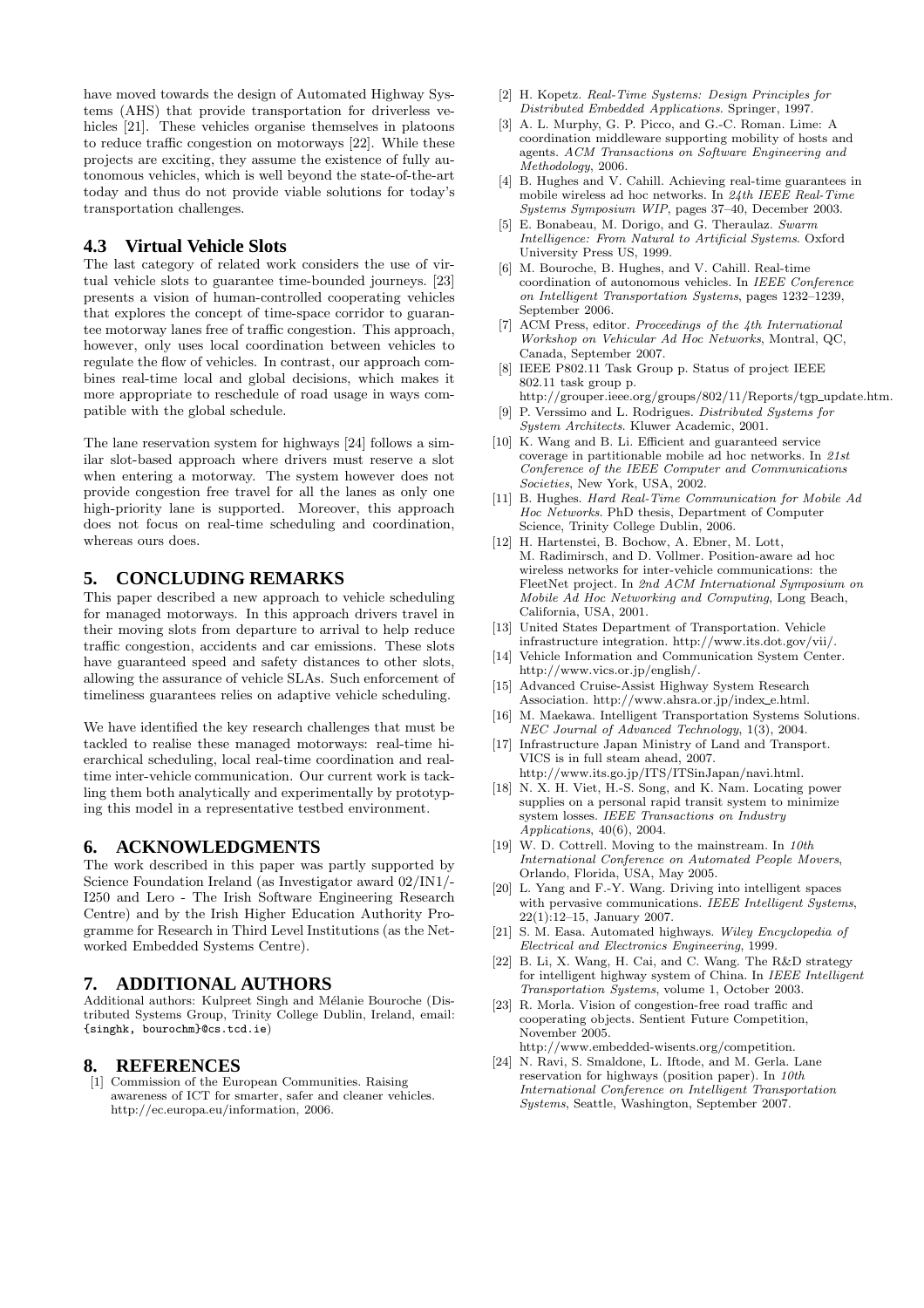have moved towards the design of Automated Highway Systems (AHS) that provide transportation for driverless vehicles [21]. These vehicles organise themselves in platoons to reduce traffic congestion on motorways [22]. While these projects are exciting, they assume the existence of fully autonomous vehicles, which is well beyond the state-of-the-art today and thus do not provide viable solutions for today's transportation challenges.

### 4.3 Virtual Vehicle Slots

The last category of related work considers the use of virtual vehicle slots to guarantee time-bounded journeys. [23] presents a vision of human-controlled cooperating vehicles that explores the concept of time-space corridor to guarantee motorway lanes free of traffic congestion. This approach, however, only uses local coordination between vehicles to regulate the flow of vehicles. In contrast, our approach combines real-time local and global decisions, which makes it more appropriate to reschedule of road usage in ways compatible with the global schedule.

The lane reservation system for highways [24] follows a similar slot-based approach where drivers must reserve a slot when entering a motorway. The system however does not provide congestion free travel for all the lanes as only one high-priority lane is supported. Moreover, this approach does not focus on real-time scheduling and coordination, whereas ours does.

## 5. CONCLUDING REMARKS

This paper described a new approach to vehicle scheduling for managed motorways. In this approach drivers travel in their moving slots from departure to arrival to help reduce traffic congestion, accidents and car emissions. These slots have guaranteed speed and safety distances to other slots, allowing the assurance of vehicle SLAs. Such enforcement of timeliness guarantees relies on adaptive vehicle scheduling.

We have identified the key research challenges that must be tackled to realise these managed motorways: real-time hierarchical scheduling, local real-time coordination and real-time inter-vehicle communication. Our current work is tackling them both analytically and experimentally by prototyping this model in a representative testbed environment.

## 6. ACKNOWLEDGMENTS

The work described in this paper was partly supported by Science Foundation Ireland (as Investigator award 02/IN1/-I250 and Lero - The Irish Software Engineering Research Centre) and by the Irish Higher Education Authority Programme for Research in Third Level Institutions (as the Networked Embedded Systems Centre).

## 7. ADDITIONAL AUTHORS

Additional authors: Kulpreet Singh and Mélanie Bouroche (Distributed Systems Group, Trinity College Dublin, Ireland, email: {singhk, bourochm}@cs.tcd.ie)

## 8. REFERENCES

[1] Commission of the European Communities. Raising awareness of ICT for smarter, safer and cleaner vehicles. http://ec.europa.eu/information, 2006.

[2] H. Kopetz. *Real-Time Systems: Design Principles for Distributed Embedded Applications*. Springer, 1997.

[3] A. L. Murphy, G. P. Picco, and G.-C. Roman. Lime: A coordination middleware supporting mobility of hosts and agents. *ACM Transactions on Software Engineering and Methodology*, 2006.

[4] B. Hughes and V. Cahill. Achieving real-time guarantees in mobile wireless ad hoc networks. In *24th IEEE Real-Time Systems Symposium WIP*, pages 37–40, December 2003.

[5] E. Bonabeau, M. Dorigo, and G. Theraulaz. *Swarm Intelligence: From Natural to Artificial Systems*. Oxford University Press US, 1999.

[6] M. Bouroche, B. Hughes, and V. Cahill. Real-time coordination of autonomous vehicles. In *IEEE Conference on Intelligent Transportation Systems*, pages 1232–1239, September 2006.

[7] ACM Press, editor. *Proceedings of the 4th International Workshop on Vehicular Ad Hoc Networks*, Montral, QC, Canada, September 2007.

[8] IEEE P802.11 Task Group p. Status of project IEEE 802.11 task group p. http://grouper.ieee.org/groups/802/11/Reports/tgp_update.htm.

[9] P. Verssimo and L. Rodrigues. *Distributed Systems for System Architects*. Kluwer Academic, 2001.

[10] K. Wang and B. Li. Efficient and guaranteed service coverage in partitionable mobile ad hoc networks. In *21st Conference of the IEEE Computer and Communications Societies*, New York, USA, 2002.

[11] B. Hughes. *Hard Real-Time Communication for Mobile Ad Hoc Networks*. PhD thesis, Department of Computer Science, Trinity College Dublin, 2006.

[12] H. Hartenstei, B. Bochow, A. Ebner, M. Lott, M. Radimirsch, and D. Vollmer. Position-aware ad hoc wireless networks for inter-vehicle communications: the FleetNet project. In *2nd ACM International Symposium on Mobile Ad Hoc Networking and Computing*, Long Beach, California, USA, 2001.

[13] United States Department of Transportation. Vehicle infrastructure integration. http://www.its.dot.gov/vii/.

[14] Vehicle Information and Communication System Center. http://www.vics.or.jp/english/.

[15] Advanced Cruise-Assist Highway System Research Association. http://www.ahsra.or.jp/index_e.html.

[16] M. Maekawa. Intelligent Transportation Systems Solutions. *NEC Journal of Advanced Technology*, 1(3), 2004.

[17] Infrastructure Japan Ministry of Land and Transport. VICS is in full steam ahead, 2007. http://www.its.go.jp/ITS/ITSinJapan/navi.html.

[18] N. X. H. Viet, H.-S. Song, and K. Nam. Locating power supplies on a personal rapid transit system to minimize system losses. *IEEE Transactions on Industry Applications*, 40(6), 2004.

[19] W. D. Cottrell. Moving to the mainstream. In *10th International Conference on Automated People Movers*, Orlando, Florida, USA, May 2005.

[20] L. Yang and F.-Y. Wang. Driving into intelligent spaces with pervasive communications. *IEEE Intelligent Systems*, 22(1):12–15, January 2007.

[21] S. M. Easa. Automated highways. *Wiley Encyclopedia of Electrical and Electronics Engineering*, 1999.

[22] B. Li, X. Wang, H. Cai, and C. Wang. The R&D strategy for intelligent highway system of China. In *IEEE Intelligent Transportation Systems*, volume 1, October 2003.

[23] R. Morla. Vision of congestion-free road traffic and cooperating objects. Sentient Future Competition, November 2005. http://www.embedded-wisents.org/competition.

[24] N. Ravi, S. Smaldone, L. Iftode, and M. Gerla. Lane reservation for highways (position paper). In *10th International Conference on Intelligent Transportation Systems*, Seattle, Washington, September 2007.